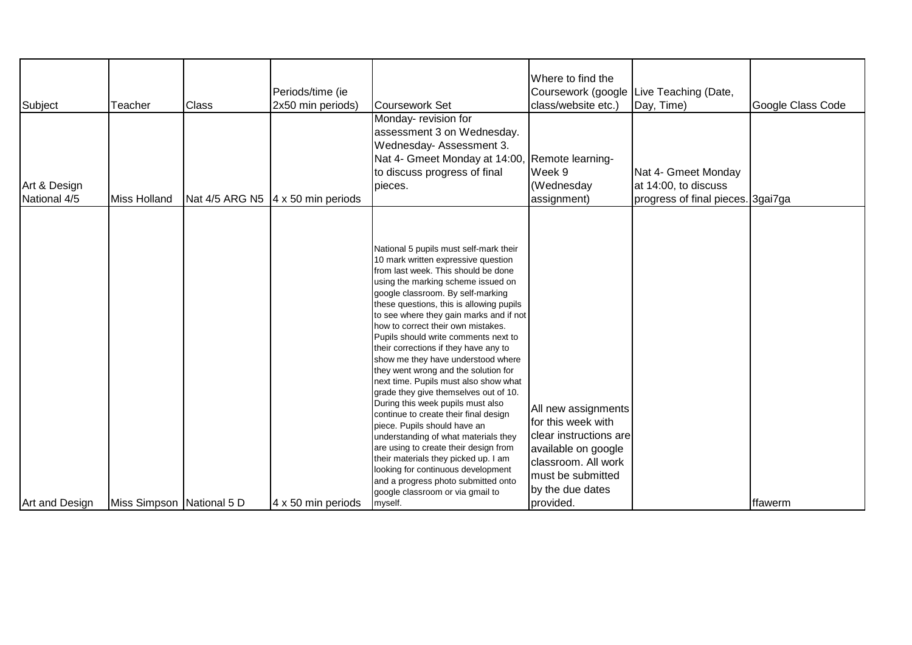| Subject | Teacher | Class | Periods/time (ie 2x50 min periods) | Coursework Set | Where to find the Coursework (google class/website etc.) | Live Teaching (Date, Day, Time) | Google Class Code |
|---|---|---|---|---|---|---|---|
| Art & Design National 4/5 | Miss Holland | Nat 4/5 ARG N5 | 4 x 50 min periods | Monday- revision for assessment 3 on Wednesday. Wednesday- Assessment 3. Nat 4- Gmeet Monday at 14:00, to discuss progress of final pieces. | Remote learning- Week 9 (Wednesday assignment) | Nat 4- Gmeet Monday at 14:00, to discuss progress of final pieces. | 3gai7ga |
| Art and Design | Miss Simpson | National 5 D | 4 x 50 min periods | National 5 pupils must self-mark their 10 mark written expressive question from last week. This should be done using the marking scheme issued on google classroom. By self-marking these questions, this is allowing pupils to see where they gain marks and if not how to correct their own mistakes. Pupils should write comments next to their corrections if they have any to show me they have understood where they went wrong and the solution for next time. Pupils must also show what grade they give themselves out of 10. During this week pupils must also continue to create their final design piece. Pupils should have an understanding of what materials they are using to create their design from their materials they picked up. I am looking for continuous development and a progress photo submitted onto google classroom or via gmail to myself. | All new assignments for this week with clear instructions are available on google classroom. All work must be submitted by the due dates provided. | | ffawerm |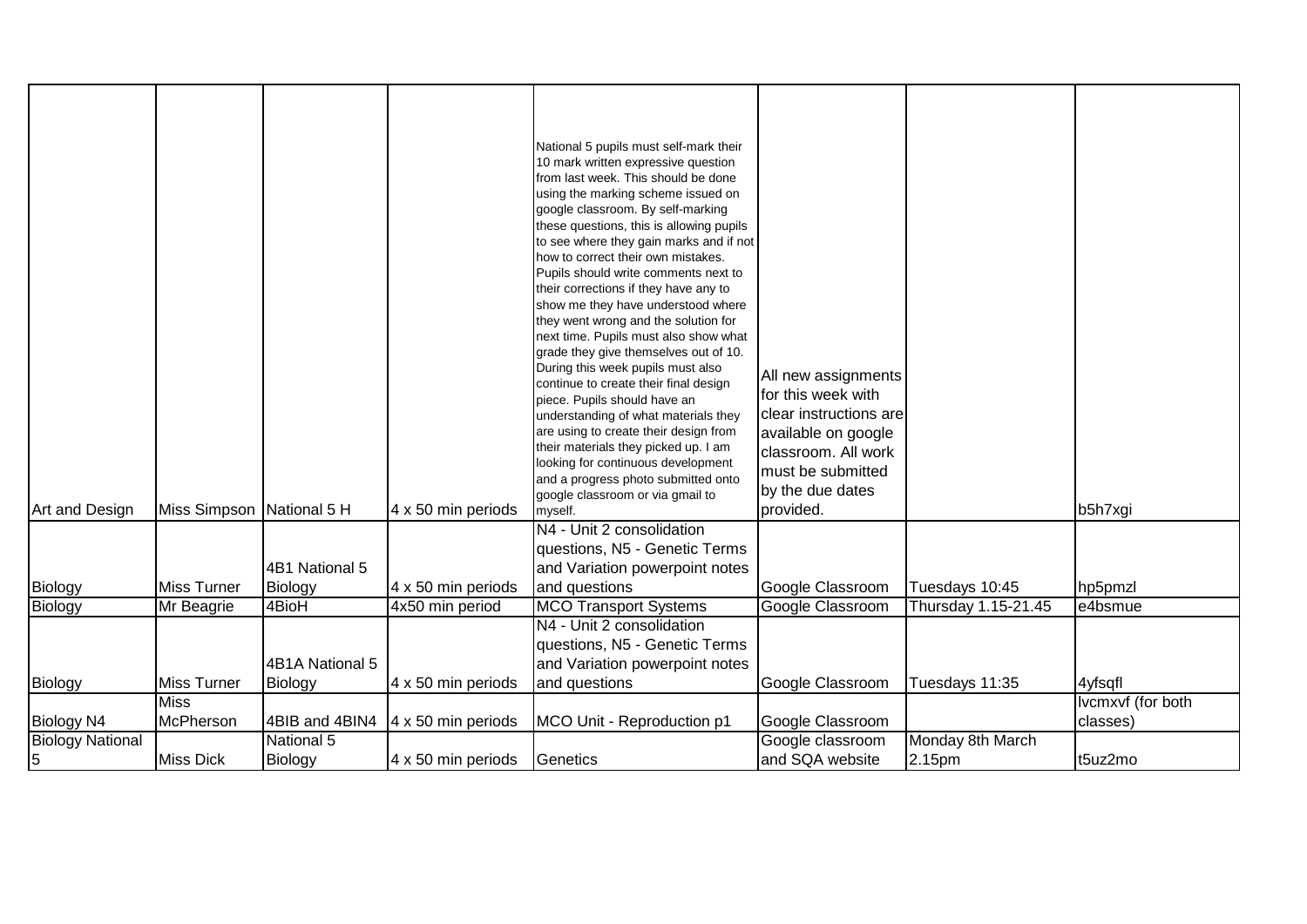| | | | | | | | |
|---|---|---|---|---|---|---|---|
| Art and Design | Miss Simpson | National 5 H | 4 x 50 min periods | National 5 pupils must self-mark their 10 mark written expressive question from last week. This should be done using the marking scheme issued on google classroom. By self-marking these questions, this is allowing pupils to see where they gain marks and if not how to correct their own mistakes. Pupils should write comments next to their corrections if they have any to show me they have understood where they went wrong and the solution for next time. Pupils must also show what grade they give themselves out of 10. During this week pupils must also continue to create their final design piece. Pupils should have an understanding of what materials they are using to create their design from their materials they picked up. I am looking for continuous development and a progress photo submitted onto google classroom or via gmail to myself. | All new assignments for this week with clear instructions are available on google classroom. All work must be submitted by the due dates provided. | | b5h7xgi |
| Biology | Miss Turner | 4B1 National 5 Biology | 4 x 50 min periods | N4 - Unit 2 consolidation questions, N5 - Genetic Terms and Variation powerpoint notes and questions | Google Classroom | Tuesdays 10:45 | hp5pmzl |
| Biology | Mr Beagrie | 4BioH | 4x50 min period | MCO Transport Systems | Google Classroom | Thursday 1.15-21.45 | e4bsmue |
| Biology | Miss Turner | 4B1A National 5 Biology | 4 x 50 min periods | N4 - Unit 2 consolidation questions, N5 - Genetic Terms and Variation powerpoint notes and questions | Google Classroom | Tuesdays 11:35 | 4yfsqfl |
| Biology N4 | Miss McPherson | 4BIB and 4BIN4 | 4 x 50 min periods | MCO Unit - Reproduction p1 | Google Classroom | | lvcmxvf (for both classes) |
| Biology National 5 | Miss Dick | National 5 Biology | 4 x 50 min periods | Genetics | Google classroom and SQA website | Monday 8th March 2.15pm | t5uz2mo |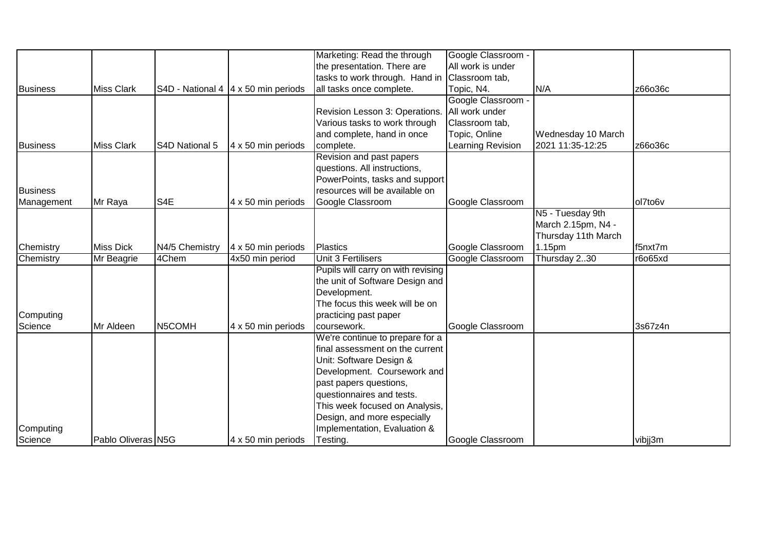| | | | | | | | |
|---|---|---|---|---|---|---|---|
| Business | Miss Clark | S4D - National 4 | 4 x 50 min periods | Marketing: Read the through the presentation. There are tasks to work through. Hand in all tasks once complete. | Google Classroom - All work is under Classroom tab, Topic, N4. | N/A | z66o36c |
| Business | Miss Clark | S4D National 5 | 4 x 50 min periods | Revision Lesson 3: Operations. Various tasks to work through and complete, hand in once complete. | Google Classroom - All work under Classroom tab, Topic, Online Learning Revision | Wednesday 10 March 2021 11:35-12:25 | z66o36c |
| Business Management | Mr Raya | S4E | 4 x 50 min periods | Revision and past papers questions. All instructions, PowerPoints, tasks and support resources will be available on Google Classroom | Google Classroom | | ol7to6v |
| Chemistry | Miss Dick | N4/5 Chemistry | 4 x 50 min periods | Plastics | Google Classroom | N5 - Tuesday 9th March 2.15pm, N4 - Thursday 11th March 1.15pm | f5nxt7m |
| Chemistry | Mr Beagrie | 4Chem | 4x50 min period | Unit 3 Fertilisers | Google Classroom | Thursday 2..30 | r6o65xd |
| Computing Science | Mr Aldeen | N5COMH | 4 x 50 min periods | Pupils will carry on with revising the unit of Software Design and Development. The focus this week will be on practicing past paper coursework. | Google Classroom | | 3s67z4n |
| Computing Science | Pablo Oliveras | N5G | 4 x 50 min periods | We're continue to prepare for a final assessment on the current Unit: Software Design & Development. Coursework and past papers questions, questionnaires and tests. This week focused on Analysis, Design, and more especially Implementation, Evaluation & Testing. | Google Classroom | | vibjj3m |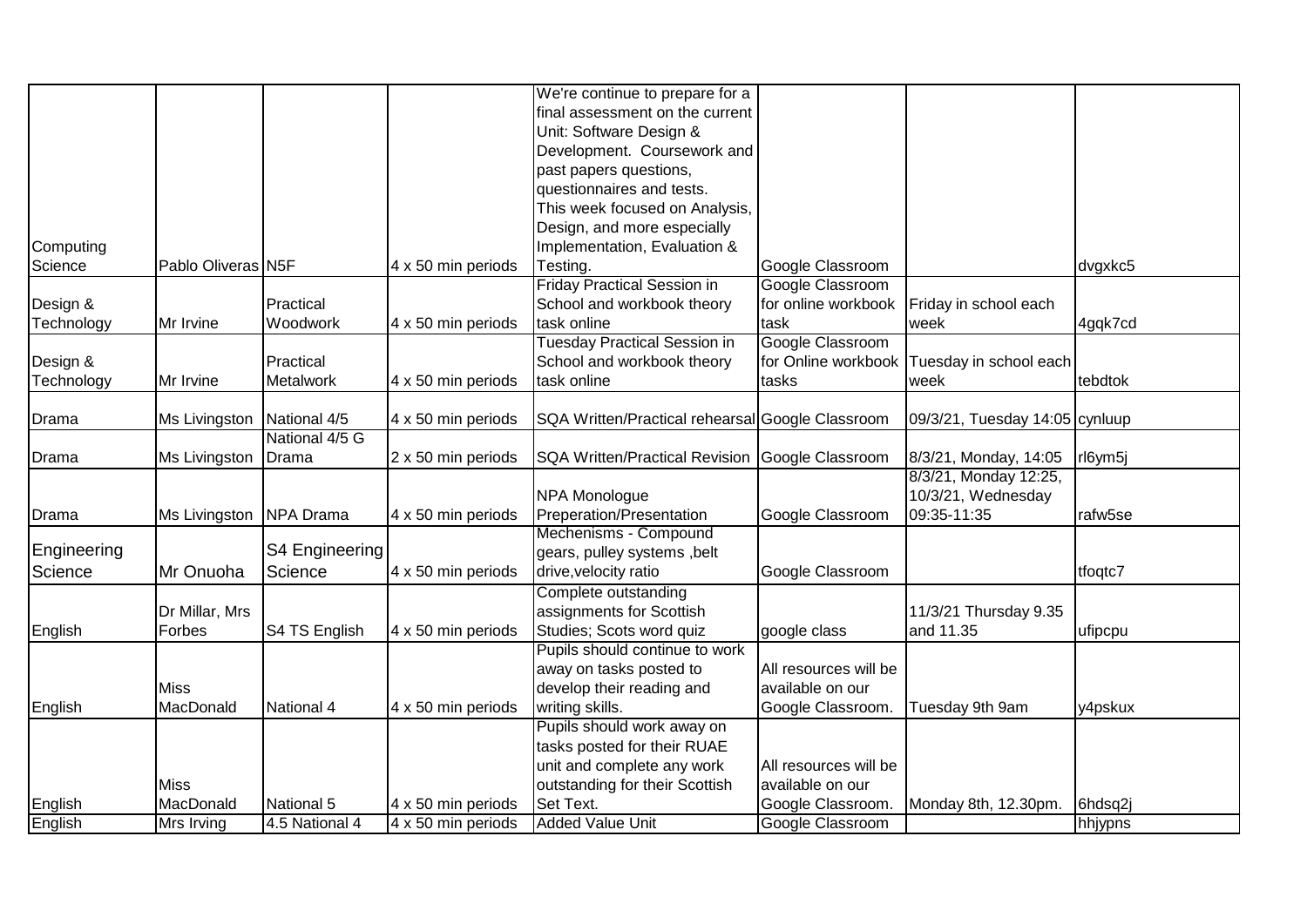| | | | | | | | |
|---|---|---|---|---|---|---|---|
| Computing Science | Pablo Oliveras | N5F | 4 x 50 min periods | We're continue to prepare for a final assessment on the current Unit: Software Design & Development. Coursework and past papers questions, questionnaires and tests. This week focused on Analysis, Design, and more especially Implementation, Evaluation & Testing. | Google Classroom | | dvgxkc5 |
| Design & Technology | Mr Irvine | Practical Woodwork | 4 x 50 min periods | Friday Practical Session in School and workbook theory task online | Google Classroom for online workbook task | Friday in school each week | 4gqk7cd |
| Design & Technology | Mr Irvine | Practical Metalwork | 4 x 50 min periods | Tuesday Practical Session in School and workbook theory task online | Google Classroom for Online workbook tasks | Tuesday in school each week | tebdtok |
| Drama | Ms Livingston | National 4/5 | 4 x 50 min periods | SQA Written/Practical rehearsal | Google Classroom | 09/3/21, Tuesday 14:05 | cynluup |
| Drama | Ms Livingston | National 4/5 G Drama | 2 x 50 min periods | SQA Written/Practical Revision | Google Classroom | 8/3/21, Monday, 14:05 | rl6ym5j |
| Drama | Ms Livingston | NPA Drama | 4 x 50 min periods | NPA Monologue Preperation/Presentation | Google Classroom | 8/3/21, Monday 12:25, 10/3/21, Wednesday 09:35-11:35 | rafw5se |
| Engineering Science | Mr Onuoha | S4 Engineering Science | 4 x 50 min periods | Mechenisms - Compound gears, pulley systems ,belt drive,velocity ratio | Google Classroom | | tfoqtc7 |
| English | Dr Millar, Mrs Forbes | S4 TS English | 4 x 50 min periods | Complete outstanding assignments for Scottish Studies; Scots word quiz | google class | 11/3/21 Thursday 9.35 and 11.35 | ufipcpu |
| English | Miss MacDonald | National 4 | 4 x 50 min periods | Pupils should continue to work away on tasks posted to develop their reading and writing skills. | All resources will be available on our Google Classroom. | Tuesday 9th 9am | y4pskux |
| English | Miss MacDonald | National 5 | 4 x 50 min periods | Pupils should work away on tasks posted for their RUAE unit and complete any work outstanding for their Scottish Set Text. | All resources will be available on our Google Classroom. | Monday 8th, 12.30pm. | 6hdsq2j |
| English | Mrs Irving | 4.5 National 4 | 4 x 50 min periods | Added Value Unit | Google Classroom | | hhjypns |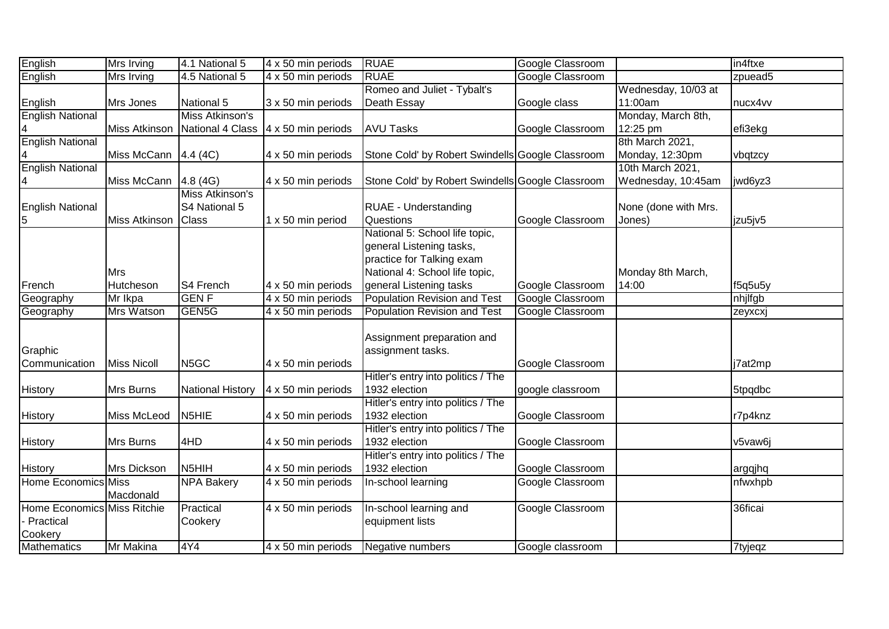| | | | | | | | |
|---|---|---|---|---|---|---|---|
| English | Mrs Irving | 4.1 National 5 | 4 x 50 min periods | RUAE | Google Classroom | | in4ftxe |
| English | Mrs Irving | 4.5 National 5 | 4 x 50 min periods | RUAE | Google Classroom | | zpuead5 |
| English | Mrs Jones | National 5 | 3 x 50 min periods | Romeo and Juliet - Tybalt's Death Essay | Google class | Wednesday, 10/03 at 11:00am | nucx4vv |
| English National 4 | Miss Atkinson | Miss Atkinson's National 4 Class | 4 x 50 min periods | AVU Tasks | Google Classroom | Monday, March 8th, 12:25 pm | efi3ekg |
| English National 4 | Miss McCann | 4.4 (4C) | 4 x 50 min periods | Stone Cold' by Robert Swindells | Google Classroom | 8th March 2021, Monday, 12:30pm | vbqtzcy |
| English National 4 | Miss McCann | 4.8 (4G) | 4 x 50 min periods | Stone Cold' by Robert Swindells | Google Classroom | 10th March 2021, Wednesday, 10:45am | jwd6yz3 |
| English National 5 | Miss Atkinson | Miss Atkinson's S4 National 5 Class | 1 x 50 min period | RUAE - Understanding Questions | Google Classroom | None (done with Mrs. Jones) | jzu5jv5 |
| French | Mrs Hutcheson | S4 French | 4 x 50 min periods | National 5: School life topic, general Listening tasks, practice for Talking exam National 4: School life topic, general Listening tasks | Google Classroom | Monday 8th March, 14:00 | f5q5u5y |
| Geography | Mr Ikpa | GEN F | 4 x 50 min periods | Population Revision and Test | Google Classroom | | nhjlfgb |
| Geography | Mrs Watson | GEN5G | 4 x 50 min periods | Population Revision and Test | Google Classroom | | zeyxcxj |
| Graphic Communication | Miss Nicoll | N5GC | 4 x 50 min periods | Assignment preparation and assignment tasks. | Google Classroom | | j7at2mp |
| History | Mrs Burns | National History | 4 x 50 min periods | Hitler's entry into politics / The 1932 election | google classroom | | 5tpqdbc |
| History | Miss McLeod | N5HIE | 4 x 50 min periods | Hitler's entry into politics / The 1932 election | Google Classroom | | r7p4knz |
| History | Mrs Burns | 4HD | 4 x 50 min periods | Hitler's entry into politics / The 1932 election | Google Classroom | | v5vaw6j |
| History | Mrs Dickson | N5HIH | 4 x 50 min periods | Hitler's entry into politics / The 1932 election | Google Classroom | | argqjhq |
| Home Economics | Miss Macdonald | NPA Bakery | 4 x 50 min periods | In-school learning | Google Classroom | | nfwxhpb |
| Home Economics - Practical Cookery | Miss Ritchie | Practical Cookery | 4 x 50 min periods | In-school learning and equipment lists | Google Classroom | | 36ficai |
| Mathematics | Mr Makina | 4Y4 | 4 x 50 min periods | Negative numbers | Google classroom | | 7tyjeqz |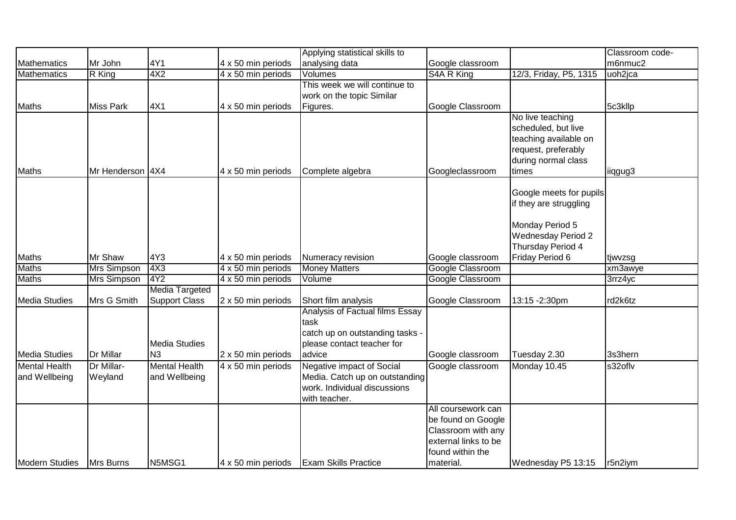| | | | | | | | |
|---|---|---|---|---|---|---|---|
| Mathematics | Mr John | 4Y1 | 4 x 50 min periods | Applying statistical skills to analysing data | Google classroom | | Classroom code- m6nmuc2 |
| Mathematics | R King | 4X2 | 4 x 50 min periods | Volumes | S4A R King | 12/3, Friday, P5, 1315 | uoh2jca |
| Maths | Miss Park | 4X1 | 4 x 50 min periods | This week we will continue to work on the topic Similar Figures. | Google Classroom | | 5c3kllp |
| Maths | Mr Henderson | 4X4 | 4 x 50 min periods | Complete algebra | Googleclassroom | No live teaching scheduled, but live teaching available on request, preferably during normal class times | iiqgug3 |
| Maths | Mr Shaw | 4Y3 | 4 x 50 min periods | Numeracy revision | Google classroom | Google meets for pupils if they are struggling<br><br>Monday Period 5<br>Wednesday Period 2<br>Thursday Period 4<br>Friday Period 6 | tjwvzsg |
| Maths | Mrs Simpson | 4X3 | 4 x 50 min periods | Money Matters | Google Classroom | | xm3awye |
| Maths | Mrs Simpson | 4Y2 | 4 x 50 min periods | Volume | Google Classroom | | 3rrz4yc |
| Media Studies | Mrs G Smith | Media Targeted Support Class | 2 x 50 min periods | Short film analysis | Google Classroom | 13:15 -2:30pm | rd2k6tz |
| Media Studies | Dr Millar | Media Studies N3 | 2 x 50 min periods | Analysis of Factual films Essay task<br>catch up on outstanding tasks - please contact teacher for advice | Google classroom | Tuesday 2.30 | 3s3hern |
| Mental Health and Wellbeing | Dr Millar-Weyland | Mental Health and Wellbeing | 4 x 50 min periods | Negative impact of Social Media. Catch up on outstanding work. Individual discussions with teacher. | Google classroom | Monday 10.45 | s32oflv |
| Modern Studies | Mrs Burns | N5MSG1 | 4 x 50 min periods | Exam Skills Practice | All coursework can be found on Google Classroom with any external links to be found within the material. | Wednesday P5 13:15 | r5n2iym |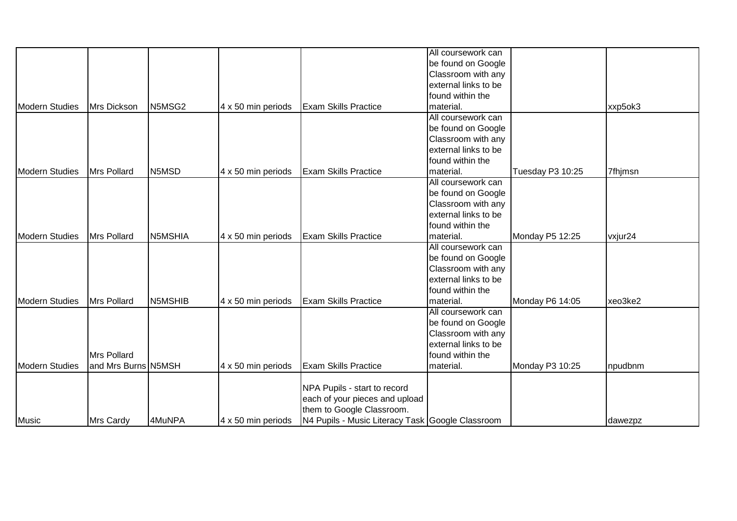| | | | | | | | |
|---|---|---|---|---|---|---|---|
| Modern Studies | Mrs Dickson | N5MSG2 | 4 x 50 min periods | Exam Skills Practice | All coursework can be found on Google Classroom with any external links to be found within the material. | | xxp5ok3 |
| Modern Studies | Mrs Pollard | N5MSD | 4 x 50 min periods | Exam Skills Practice | All coursework can be found on Google Classroom with any external links to be found within the material. | Tuesday P3 10:25 | 7fhjmsn |
| Modern Studies | Mrs Pollard | N5MSHIA | 4 x 50 min periods | Exam Skills Practice | All coursework can be found on Google Classroom with any external links to be found within the material. | Monday P5 12:25 | vxjur24 |
| Modern Studies | Mrs Pollard | N5MSHIB | 4 x 50 min periods | Exam Skills Practice | All coursework can be found on Google Classroom with any external links to be found within the material. | Monday P6 14:05 | xeo3ke2 |
| Modern Studies | Mrs Pollard and Mrs Burns | N5MSH | 4 x 50 min periods | Exam Skills Practice | All coursework can be found on Google Classroom with any external links to be found within the material. | Monday P3 10:25 | npudbnm |
| Music | Mrs Cardy | 4MuNPA | 4 x 50 min periods | NPA Pupils - start to record each of your pieces and upload them to Google Classroom. N4 Pupils - Music Literacy Task | Google Classroom | | dawezpz |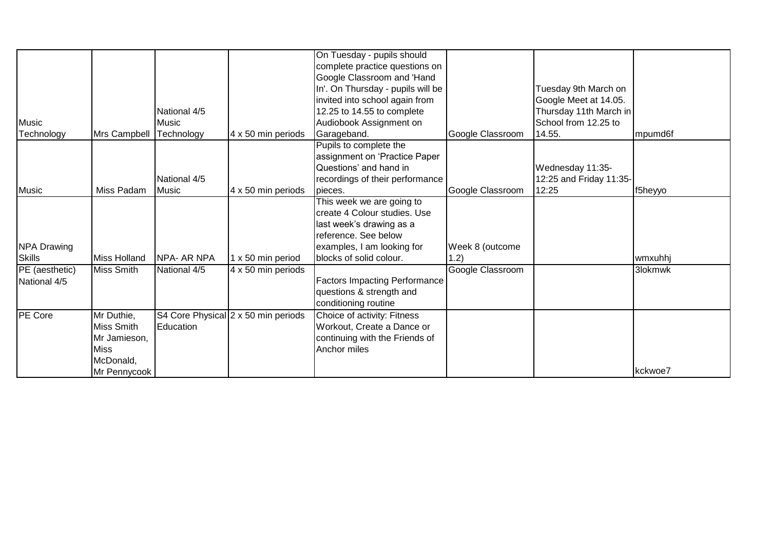| | | | | | | | |
|---|---|---|---|---|---|---|---|
| Music Technology | Mrs Campbell | National 4/5 Music Technology | 4 x 50 min periods | On Tuesday - pupils should complete practice questions on Google Classroom and 'Hand In'. On Thursday - pupils will be invited into school again from 12.25 to 14.55 to complete Audiobook Assignment on Garageband. | Google Classroom | Tuesday 9th March on Google Meet at 14.05. Thursday 11th March in School from 12.25 to 14.55. | mpumd6f |
| Music | Miss Padam | National 4/5 Music | 4 x 50 min periods | Pupils to complete the assignment on 'Practice Paper Questions' and hand in recordings of their performance pieces. | Google Classroom | Wednesday 11:35-12:25 and Friday 11:35-12:25 | f5heyyo |
| NPA Drawing Skills | Miss Holland | NPA- AR NPA | 1 x 50 min period | This week we are going to create 4 Colour studies. Use last week's drawing as a reference. See below examples, I am looking for blocks of solid colour. | Week 8 (outcome 1.2) | | wmxuhhj |
| PE (aesthetic) National 4/5 | Miss Smith | National 4/5 | 4 x 50 min periods | Factors Impacting Performance questions & strength and conditioning routine | Google Classroom | | 3lokmwk |
| PE Core | Mr Duthie, Miss Smith Mr Jamieson, Miss McDonald, Mr Pennycook | S4 Core Physical Education | 2 x 50 min periods | Choice of activity: Fitness Workout, Create a Dance or continuing with the Friends of Anchor miles | | | kckwoe7 |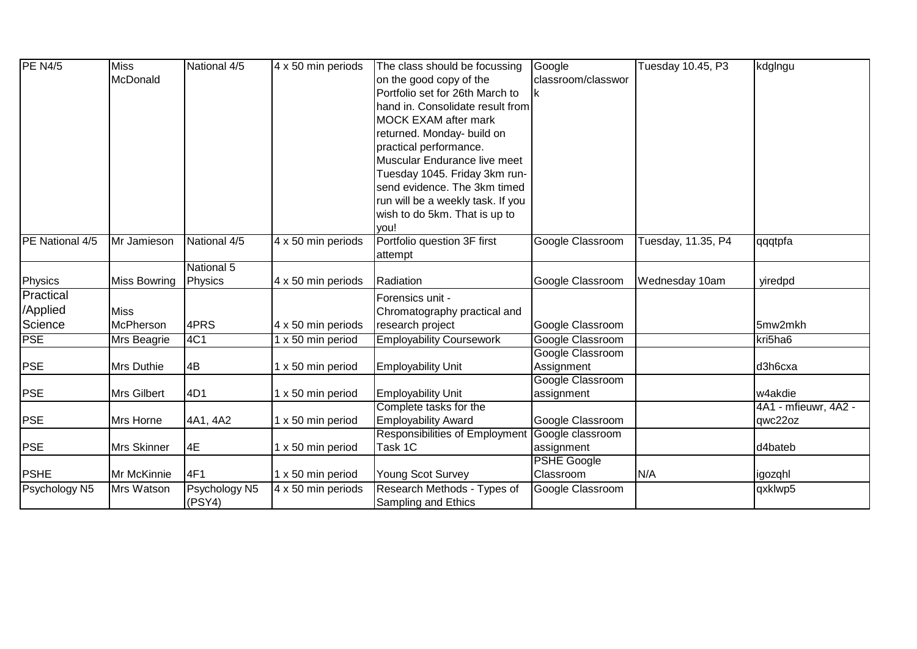| | | | | | | | |
|---|---|---|---|---|---|---|---|
| PE N4/5 | Miss McDonald | National 4/5 | 4 x 50 min periods | The class should be focussing on the good copy of the Portfolio set for 26th March to hand in. Consolidate result from MOCK EXAM after mark returned. Monday- build on practical performance. Muscular Endurance live meet Tuesday 1045. Friday 3km run- send evidence. The 3km timed run will be a weekly task. If you wish to do 5km. That is up to you! | Google classroom/classwork | Tuesday 10.45, P3 | kdglngu |
| PE National 4/5 | Mr Jamieson | National 4/5 | 4 x 50 min periods | Portfolio question 3F first attempt | Google Classroom | Tuesday, 11.35, P4 | qqqtpfa |
| Physics | Miss Bowring | National 5 Physics | 4 x 50 min periods | Radiation | Google Classroom | Wednesday 10am | yiredpd |
| Practical /Applied Science | Miss McPherson | 4PRS | 4 x 50 min periods | Forensics unit - Chromatography practical and research project | Google Classroom | | 5mw2mkh |
| PSE | Mrs Beagrie | 4C1 | 1 x 50 min period | Employability Coursework | Google Classroom | | kri5ha6 |
| PSE | Mrs Duthie | 4B | 1 x 50 min period | Employability Unit | Google Classroom Assignment | | d3h6cxa |
| PSE | Mrs Gilbert | 4D1 | 1 x 50 min period | Employability Unit | Google Classroom assignment | | w4akdie |
| PSE | Mrs Horne | 4A1, 4A2 | 1 x 50 min period | Complete tasks for the Employability Award | Google Classroom | | 4A1 - mfieuwr, 4A2 - qwc22oz |
| PSE | Mrs Skinner | 4E | 1 x 50 min period | Responsibilities of Employment Task 1C | Google classroom assignment | | d4bateb |
| PSHE | Mr McKinnie | 4F1 | 1 x 50 min period | Young Scot Survey | PSHE Google Classroom | N/A | igozqhl |
| Psychology N5 | Mrs Watson | Psychology N5 (PSY4) | 4 x 50 min periods | Research Methods - Types of Sampling and Ethics | Google Classroom | | qxklwp5 |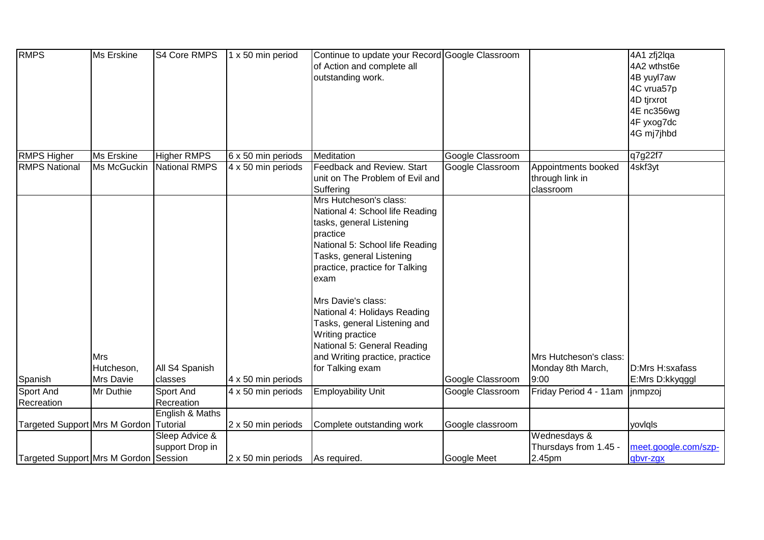| | | | | | | | |
|---|---|---|---|---|---|---|---|
| RMPS | Ms Erskine | S4 Core RMPS | 1 x 50 min period | Continue to update your Record of Action and complete all outstanding work. | Google Classroom | | 4A1 zfj2lqa<br>4A2 wthst6e<br>4B yuyl7aw<br>4C vrua57p<br>4D tjrxrot<br>4E nc356wg<br>4F yxog7dc<br>4G mj7jhbd |
| RMPS Higher | Ms Erskine | Higher RMPS | 6 x 50 min periods | Meditation | Google Classroom | | q7g22f7 |
| RMPS National | Ms McGuckin | National RMPS | 4 x 50 min periods | Feedback and Review. Start unit on The Problem of Evil and Suffering | Google Classroom | Appointments booked through link in classroom | 4skf3yt |
| Spanish | Mrs Hutcheson, Mrs Davie | All S4 Spanish classes | 4 x 50 min periods | Mrs Hutcheson's class:<br>National 4: School life Reading tasks, general Listening practice<br>National 5: School life Reading Tasks, general Listening practice, practice for Talking exam<br><br>Mrs Davie's class:<br>National 4: Holidays Reading Tasks, general Listening and Writing practice<br>National 5: General Reading and Writing practice, practice for Talking exam | Google Classroom | Mrs Hutcheson's class: Monday 8th March, 9:00 | D:Mrs H:sxafass<br>E:Mrs D:kkyqggl |
| Sport And Recreation | Mr Duthie | Sport And Recreation | 4 x 50 min periods | Employability Unit | Google Classroom | Friday Period 4 - 11am | jnmpzoj |
| Targeted Support | Mrs M Gordon | English & Maths Tutorial | 2 x 50 min periods | Complete outstanding work | Google classroom | | yovlqls |
| Targeted Support | Mrs M Gordon | Sleep Advice & support Drop in Session | 2 x 50 min periods | As required. | Google Meet | Wednesdays & Thursdays from 1.45 - 2.45pm | meet.google.com/szp-qbvr-zgx |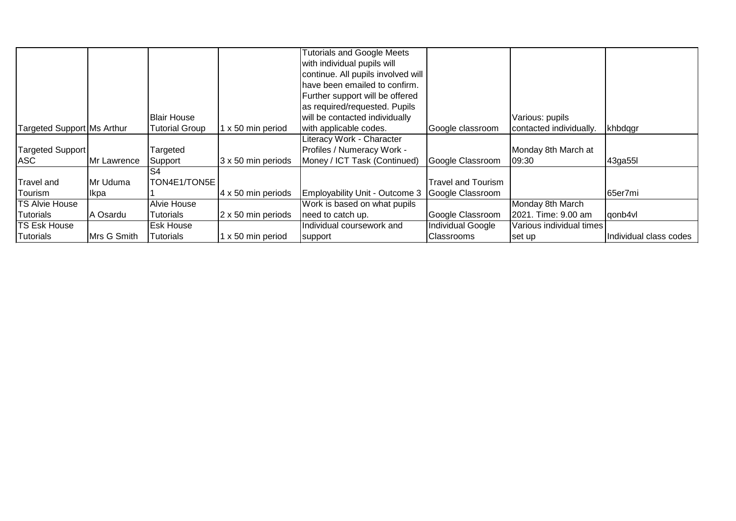| | | | | | | | |
|---|---|---|---|---|---|---|---|
| Targeted Support | Ms Arthur | Blair House Tutorial Group | 1 x 50 min period | Tutorials and Google Meets with individual pupils will continue. All pupils involved will have been emailed to confirm. Further support will be offered as required/requested. Pupils will be contacted individually with applicable codes. | Google classroom | Various: pupils contacted individually. | khbdqgr |
| Targeted Support ASC | Mr Lawrence | Targeted Support | 3 x 50 min periods | Literacy Work - Character Profiles / Numeracy Work - Money / ICT Task (Continued) | Google Classroom | Monday 8th March at 09:30 | 43ga55l |
| Travel and Tourism | Mr Uduma Ikpa | S4 TON4E1/TON5E1 | 4 x 50 min periods | Employability Unit - Outcome 3 | Travel and Tourism Google Classroom | | 65er7mi |
| TS Alvie House Tutorials | A Osardu | Alvie House Tutorials | 2 x 50 min periods | Work is based on what pupils need to catch up. | Google Classroom | Monday 8th March 2021. Time: 9.00 am | qonb4vl |
| TS Esk House Tutorials | Mrs G Smith | Esk House Tutorials | 1 x 50 min period | Individual coursework and support | Individual Google Classrooms | Various individual times set up | Individual class codes |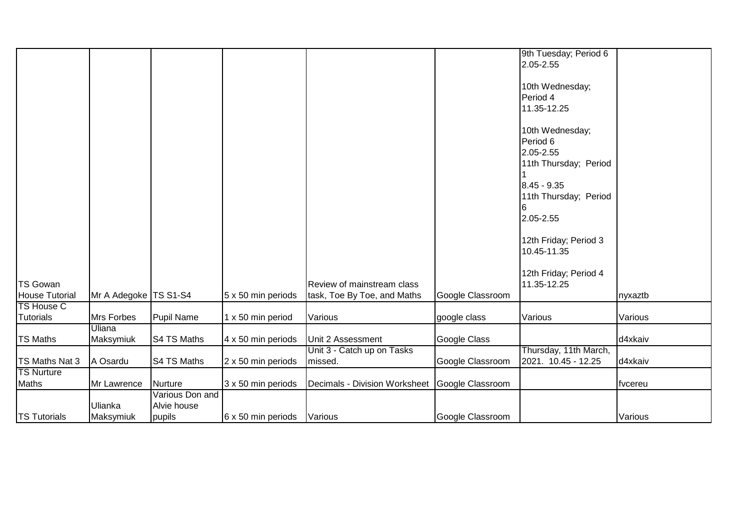| | | | | | | | |
|---|---|---|---|---|---|---|---|
| TS Gowan House Tutorial | Mr A Adegoke | TS S1-S4 | 5 x 50 min periods | Review of mainstream class task, Toe By Toe, and Maths | Google Classroom | 9th Tuesday; Period 6 2.05-2.55<br><br>10th Wednesday; Period 4 11.35-12.25<br><br>10th Wednesday; Period 6 2.05-2.55<br>11th Thursday; Period 1 8.45 - 9.35<br>11th Thursday; Period 6 2.05-2.55<br><br>12th Friday; Period 3 10.45-11.35<br><br>12th Friday; Period 4 11.35-12.25 | nyxaztb |
| TS House C Tutorials | Mrs Forbes | Pupil Name | 1 x 50 min period | Various | google class | Various | Various |
| TS Maths | Uliana Maksymiuk | S4 TS Maths | 4 x 50 min periods | Unit 2 Assessment | Google Class | | d4xkaiv |
| TS Maths Nat 3 | A Osardu | S4 TS Maths | 2 x 50 min periods | Unit 3 - Catch up on Tasks missed. | Google Classroom | Thursday, 11th March, 2021. 10.45 - 12.25 | d4xkaiv |
| TS Nurture Maths | Mr Lawrence | Nurture | 3 x 50 min periods | Decimals - Division Worksheet | Google Classroom | | fvcereu |
| TS Tutorials | Ulianka Maksymiuk | Various Don and Alvie house pupils | 6 x 50 min periods | Various | Google Classroom | | Various |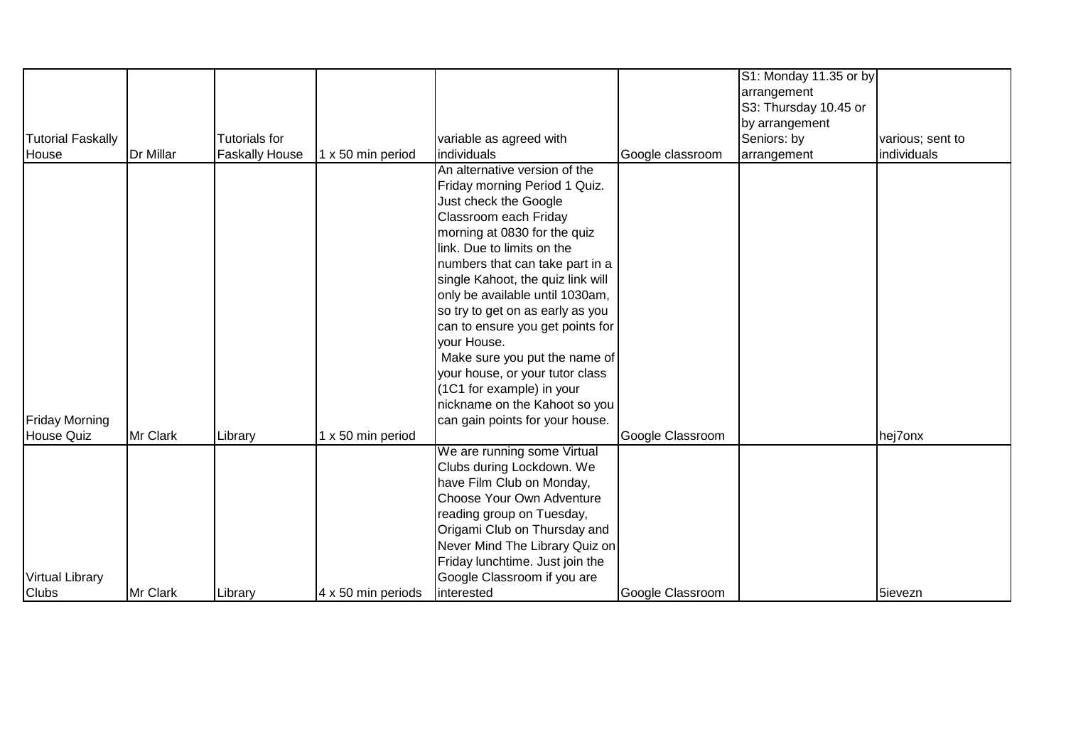| | | | | | | | |
|---|---|---|---|---|---|---|---|
| Tutorial Faskally House | Dr Millar | Tutorials for Faskally House | 1 x 50 min period | variable as agreed with individuals | Google classroom | S1: Monday 11.35 or by arrangement S3: Thursday 10.45 or by arrangement Seniors: by arrangement | various; sent to individuals |
| Friday Morning House Quiz | Mr Clark | Library | 1 x 50 min period | An alternative version of the Friday morning Period 1 Quiz. Just check the Google Classroom each Friday morning at 0830 for the quiz link. Due to limits on the numbers that can take part in a single Kahoot, the quiz link will only be available until 1030am, so try to get on as early as you can to ensure you get points for your House. Make sure you put the name of your house, or your tutor class (1C1 for example) in your nickname on the Kahoot so you can gain points for your house. | Google Classroom | | hej7onx |
| Virtual Library Clubs | Mr Clark | Library | 4 x 50 min periods | We are running some Virtual Clubs during Lockdown. We have Film Club on Monday, Choose Your Own Adventure reading group on Tuesday, Origami Club on Thursday and Never Mind The Library Quiz on Friday lunchtime. Just join the Google Classroom if you are interested | Google Classroom | | 5ievezn |